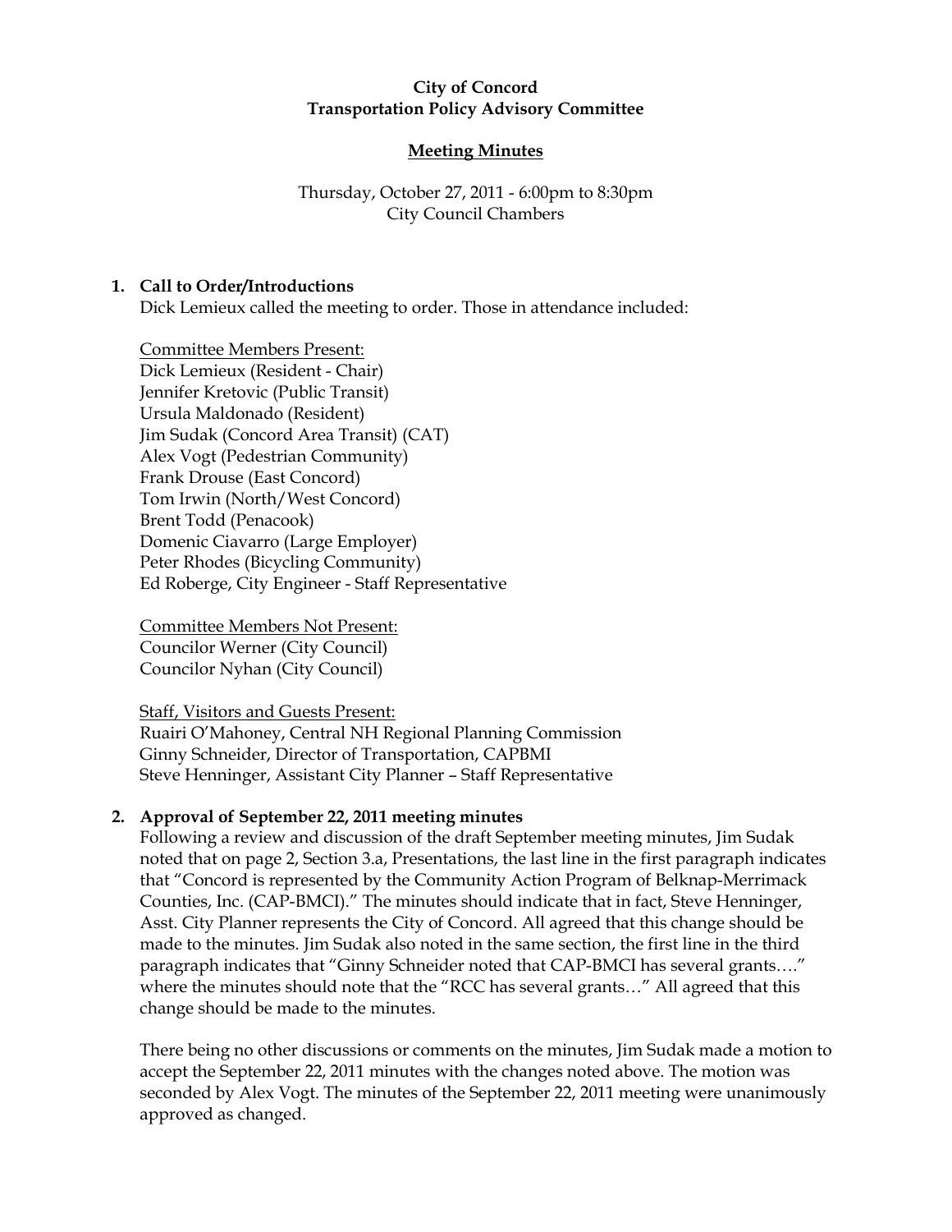**City of Concord**
**Transportation Policy Advisory Committee**

**Meeting Minutes**

Thursday, October 27, 2011 - 6:00pm to 8:30pm
City Council Chambers

## 1. Call to Order/Introductions

Dick Lemieux called the meeting to order. Those in attendance included:

Committee Members Present:
Dick Lemieux (Resident - Chair)
Jennifer Kretovic (Public Transit)
Ursula Maldonado (Resident)
Jim Sudak (Concord Area Transit) (CAT)
Alex Vogt (Pedestrian Community)
Frank Drouse (East Concord)
Tom Irwin (North/West Concord)
Brent Todd (Penacook)
Domenic Ciavarro (Large Employer)
Peter Rhodes (Bicycling Community)
Ed Roberge, City Engineer - Staff Representative

Committee Members Not Present:
Councilor Werner (City Council)
Councilor Nyhan (City Council)

Staff, Visitors and Guests Present:
Ruairi O'Mahoney, Central NH Regional Planning Commission
Ginny Schneider, Director of Transportation, CAPBMI
Steve Henninger, Assistant City Planner – Staff Representative

## 2. Approval of September 22, 2011 meeting minutes

Following a review and discussion of the draft September meeting minutes, Jim Sudak noted that on page 2, Section 3.a, Presentations, the last line in the first paragraph indicates that "Concord is represented by the Community Action Program of Belknap-Merrimack Counties, Inc. (CAP-BMCI)." The minutes should indicate that in fact, Steve Henninger, Asst. City Planner represents the City of Concord. All agreed that this change should be made to the minutes. Jim Sudak also noted in the same section, the first line in the third paragraph indicates that "Ginny Schneider noted that CAP-BMCI has several grants…." where the minutes should note that the "RCC has several grants…" All agreed that this change should be made to the minutes.

There being no other discussions or comments on the minutes, Jim Sudak made a motion to accept the September 22, 2011 minutes with the changes noted above. The motion was seconded by Alex Vogt. The minutes of the September 22, 2011 meeting were unanimously approved as changed.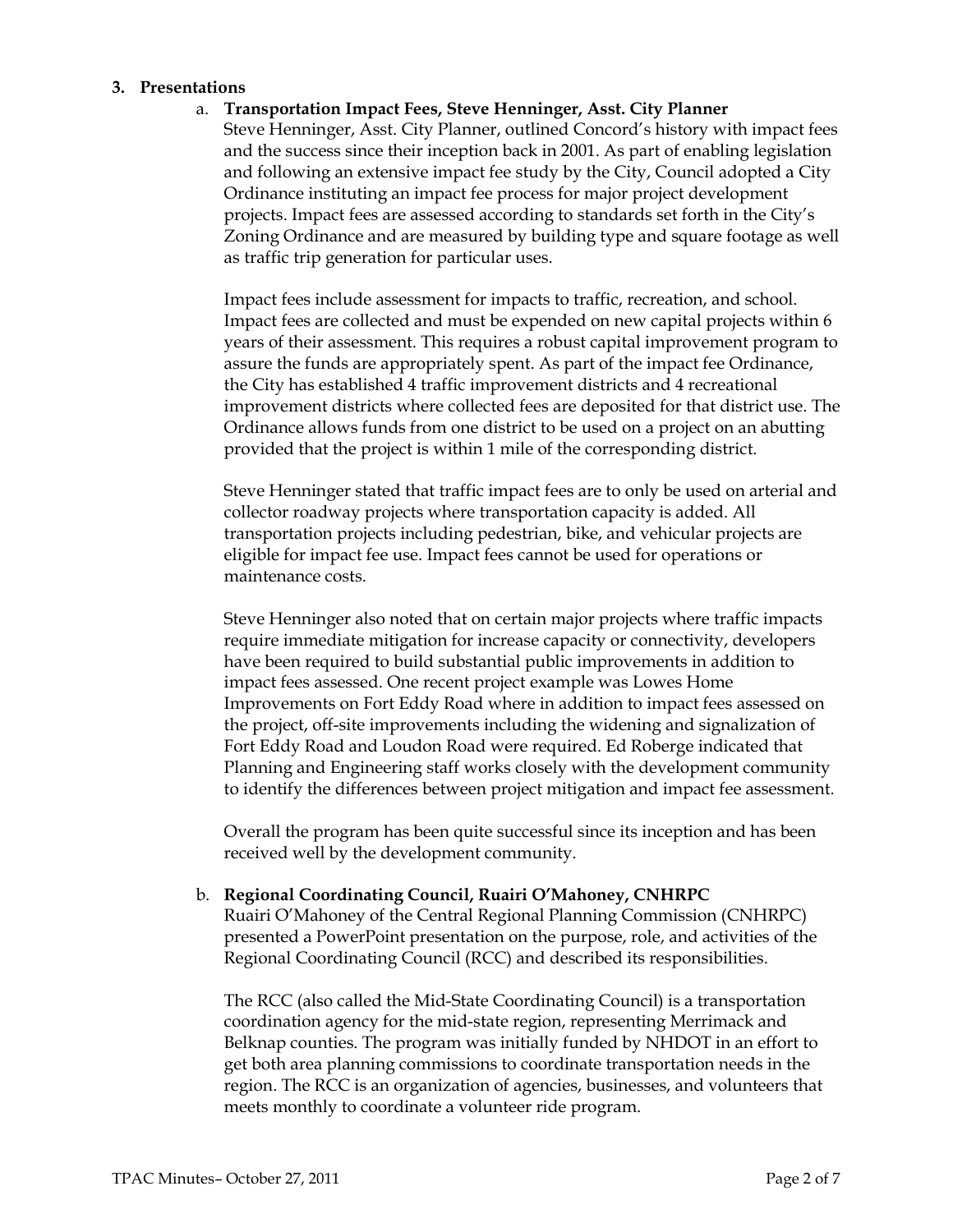**3. Presentations**

a. **Transportation Impact Fees, Steve Henninger, Asst. City Planner**

Steve Henninger, Asst. City Planner, outlined Concord's history with impact fees and the success since their inception back in 2001. As part of enabling legislation and following an extensive impact fee study by the City, Council adopted a City Ordinance instituting an impact fee process for major project development projects. Impact fees are assessed according to standards set forth in the City's Zoning Ordinance and are measured by building type and square footage as well as traffic trip generation for particular uses.

Impact fees include assessment for impacts to traffic, recreation, and school. Impact fees are collected and must be expended on new capital projects within 6 years of their assessment. This requires a robust capital improvement program to assure the funds are appropriately spent. As part of the impact fee Ordinance, the City has established 4 traffic improvement districts and 4 recreational improvement districts where collected fees are deposited for that district use. The Ordinance allows funds from one district to be used on a project on an abutting provided that the project is within 1 mile of the corresponding district.

Steve Henninger stated that traffic impact fees are to only be used on arterial and collector roadway projects where transportation capacity is added. All transportation projects including pedestrian, bike, and vehicular projects are eligible for impact fee use. Impact fees cannot be used for operations or maintenance costs.

Steve Henninger also noted that on certain major projects where traffic impacts require immediate mitigation for increase capacity or connectivity, developers have been required to build substantial public improvements in addition to impact fees assessed. One recent project example was Lowes Home Improvements on Fort Eddy Road where in addition to impact fees assessed on the project, off-site improvements including the widening and signalization of Fort Eddy Road and Loudon Road were required. Ed Roberge indicated that Planning and Engineering staff works closely with the development community to identify the differences between project mitigation and impact fee assessment.

Overall the program has been quite successful since its inception and has been received well by the development community.

b. **Regional Coordinating Council, Ruairi O'Mahoney, CNHRPC**

Ruairi O'Mahoney of the Central Regional Planning Commission (CNHRPC) presented a PowerPoint presentation on the purpose, role, and activities of the Regional Coordinating Council (RCC) and described its responsibilities.

The RCC (also called the Mid-State Coordinating Council) is a transportation coordination agency for the mid-state region, representing Merrimack and Belknap counties. The program was initially funded by NHDOT in an effort to get both area planning commissions to coordinate transportation needs in the region. The RCC is an organization of agencies, businesses, and volunteers that meets monthly to coordinate a volunteer ride program.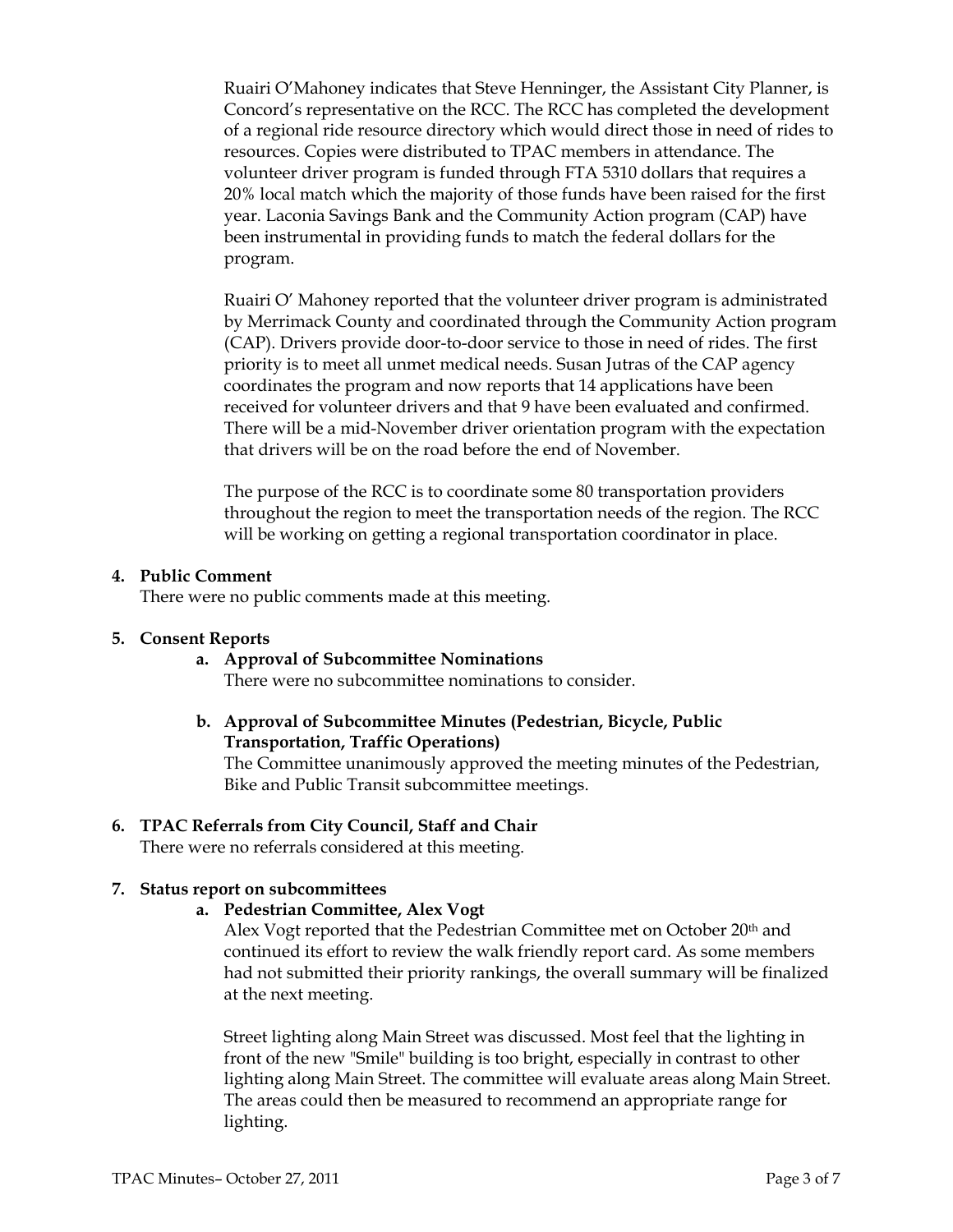Ruairi O'Mahoney indicates that Steve Henninger, the Assistant City Planner, is Concord's representative on the RCC. The RCC has completed the development of a regional ride resource directory which would direct those in need of rides to resources. Copies were distributed to TPAC members in attendance. The volunteer driver program is funded through FTA 5310 dollars that requires a 20% local match which the majority of those funds have been raised for the first year. Laconia Savings Bank and the Community Action program (CAP) have been instrumental in providing funds to match the federal dollars for the program.

Ruairi O' Mahoney reported that the volunteer driver program is administrated by Merrimack County and coordinated through the Community Action program (CAP). Drivers provide door-to-door service to those in need of rides. The first priority is to meet all unmet medical needs. Susan Jutras of the CAP agency coordinates the program and now reports that 14 applications have been received for volunteer drivers and that 9 have been evaluated and confirmed. There will be a mid-November driver orientation program with the expectation that drivers will be on the road before the end of November.

The purpose of the RCC is to coordinate some 80 transportation providers throughout the region to meet the transportation needs of the region. The RCC will be working on getting a regional transportation coordinator in place.

**4. Public Comment**

There were no public comments made at this meeting.

**5. Consent Reports**

**a. Approval of Subcommittee Nominations**

There were no subcommittee nominations to consider.

**b. Approval of Subcommittee Minutes (Pedestrian, Bicycle, Public Transportation, Traffic Operations)**

The Committee unanimously approved the meeting minutes of the Pedestrian, Bike and Public Transit subcommittee meetings.

**6. TPAC Referrals from City Council, Staff and Chair**

There were no referrals considered at this meeting.

**7. Status report on subcommittees**

**a. Pedestrian Committee, Alex Vogt**

Alex Vogt reported that the Pedestrian Committee met on October 20th and continued its effort to review the walk friendly report card. As some members had not submitted their priority rankings, the overall summary will be finalized at the next meeting.

Street lighting along Main Street was discussed. Most feel that the lighting in front of the new "Smile" building is too bright, especially in contrast to other lighting along Main Street. The committee will evaluate areas along Main Street. The areas could then be measured to recommend an appropriate range for lighting.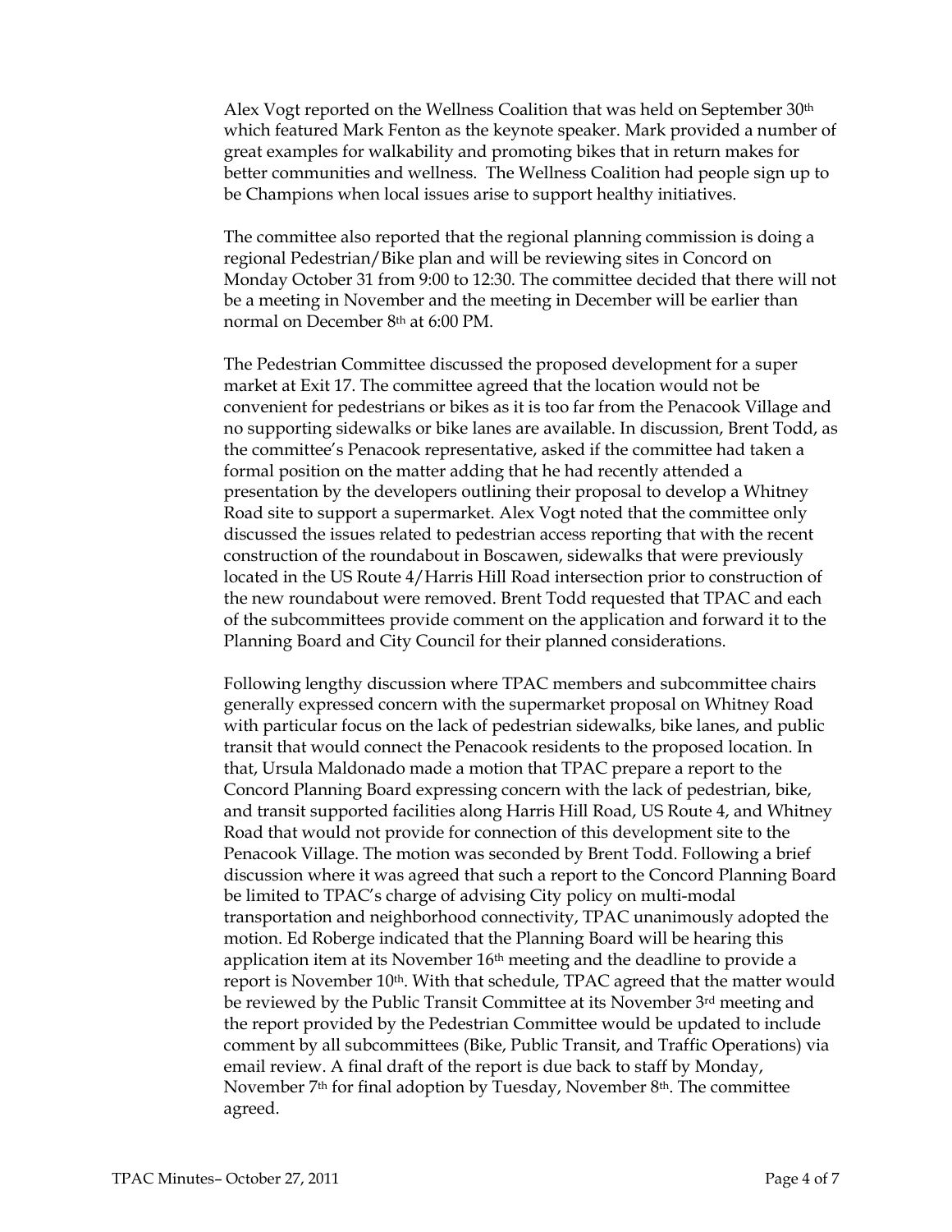Alex Vogt reported on the Wellness Coalition that was held on September 30th which featured Mark Fenton as the keynote speaker. Mark provided a number of great examples for walkability and promoting bikes that in return makes for better communities and wellness. The Wellness Coalition had people sign up to be Champions when local issues arise to support healthy initiatives.

The committee also reported that the regional planning commission is doing a regional Pedestrian/Bike plan and will be reviewing sites in Concord on Monday October 31 from 9:00 to 12:30. The committee decided that there will not be a meeting in November and the meeting in December will be earlier than normal on December 8th at 6:00 PM.

The Pedestrian Committee discussed the proposed development for a super market at Exit 17. The committee agreed that the location would not be convenient for pedestrians or bikes as it is too far from the Penacook Village and no supporting sidewalks or bike lanes are available. In discussion, Brent Todd, as the committee's Penacook representative, asked if the committee had taken a formal position on the matter adding that he had recently attended a presentation by the developers outlining their proposal to develop a Whitney Road site to support a supermarket. Alex Vogt noted that the committee only discussed the issues related to pedestrian access reporting that with the recent construction of the roundabout in Boscawen, sidewalks that were previously located in the US Route 4/Harris Hill Road intersection prior to construction of the new roundabout were removed. Brent Todd requested that TPAC and each of the subcommittees provide comment on the application and forward it to the Planning Board and City Council for their planned considerations.

Following lengthy discussion where TPAC members and subcommittee chairs generally expressed concern with the supermarket proposal on Whitney Road with particular focus on the lack of pedestrian sidewalks, bike lanes, and public transit that would connect the Penacook residents to the proposed location. In that, Ursula Maldonado made a motion that TPAC prepare a report to the Concord Planning Board expressing concern with the lack of pedestrian, bike, and transit supported facilities along Harris Hill Road, US Route 4, and Whitney Road that would not provide for connection of this development site to the Penacook Village. The motion was seconded by Brent Todd. Following a brief discussion where it was agreed that such a report to the Concord Planning Board be limited to TPAC's charge of advising City policy on multi-modal transportation and neighborhood connectivity, TPAC unanimously adopted the motion. Ed Roberge indicated that the Planning Board will be hearing this application item at its November 16th meeting and the deadline to provide a report is November 10th. With that schedule, TPAC agreed that the matter would be reviewed by the Public Transit Committee at its November 3rd meeting and the report provided by the Pedestrian Committee would be updated to include comment by all subcommittees (Bike, Public Transit, and Traffic Operations) via email review. A final draft of the report is due back to staff by Monday, November 7th for final adoption by Tuesday, November 8th. The committee agreed.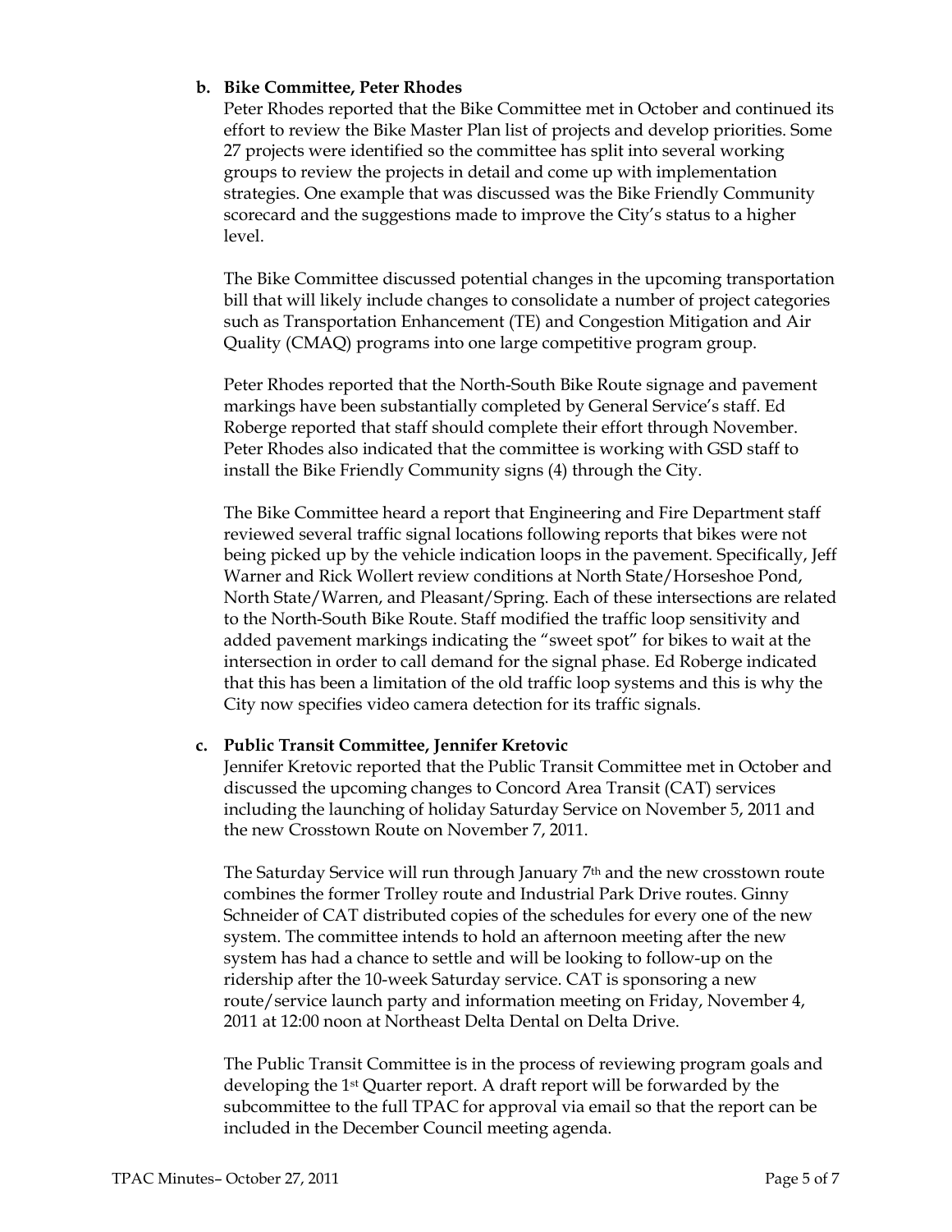**b. Bike Committee, Peter Rhodes**

Peter Rhodes reported that the Bike Committee met in October and continued its effort to review the Bike Master Plan list of projects and develop priorities. Some 27 projects were identified so the committee has split into several working groups to review the projects in detail and come up with implementation strategies. One example that was discussed was the Bike Friendly Community scorecard and the suggestions made to improve the City's status to a higher level.

The Bike Committee discussed potential changes in the upcoming transportation bill that will likely include changes to consolidate a number of project categories such as Transportation Enhancement (TE) and Congestion Mitigation and Air Quality (CMAQ) programs into one large competitive program group.

Peter Rhodes reported that the North-South Bike Route signage and pavement markings have been substantially completed by General Service's staff. Ed Roberge reported that staff should complete their effort through November. Peter Rhodes also indicated that the committee is working with GSD staff to install the Bike Friendly Community signs (4) through the City.

The Bike Committee heard a report that Engineering and Fire Department staff reviewed several traffic signal locations following reports that bikes were not being picked up by the vehicle indication loops in the pavement. Specifically, Jeff Warner and Rick Wollert review conditions at North State/Horseshoe Pond, North State/Warren, and Pleasant/Spring. Each of these intersections are related to the North-South Bike Route. Staff modified the traffic loop sensitivity and added pavement markings indicating the "sweet spot" for bikes to wait at the intersection in order to call demand for the signal phase. Ed Roberge indicated that this has been a limitation of the old traffic loop systems and this is why the City now specifies video camera detection for its traffic signals.

**c. Public Transit Committee, Jennifer Kretovic**

Jennifer Kretovic reported that the Public Transit Committee met in October and discussed the upcoming changes to Concord Area Transit (CAT) services including the launching of holiday Saturday Service on November 5, 2011 and the new Crosstown Route on November 7, 2011.

The Saturday Service will run through January 7th and the new crosstown route combines the former Trolley route and Industrial Park Drive routes. Ginny Schneider of CAT distributed copies of the schedules for every one of the new system. The committee intends to hold an afternoon meeting after the new system has had a chance to settle and will be looking to follow-up on the ridership after the 10-week Saturday service. CAT is sponsoring a new route/service launch party and information meeting on Friday, November 4, 2011 at 12:00 noon at Northeast Delta Dental on Delta Drive.

The Public Transit Committee is in the process of reviewing program goals and developing the 1st Quarter report. A draft report will be forwarded by the subcommittee to the full TPAC for approval via email so that the report can be included in the December Council meeting agenda.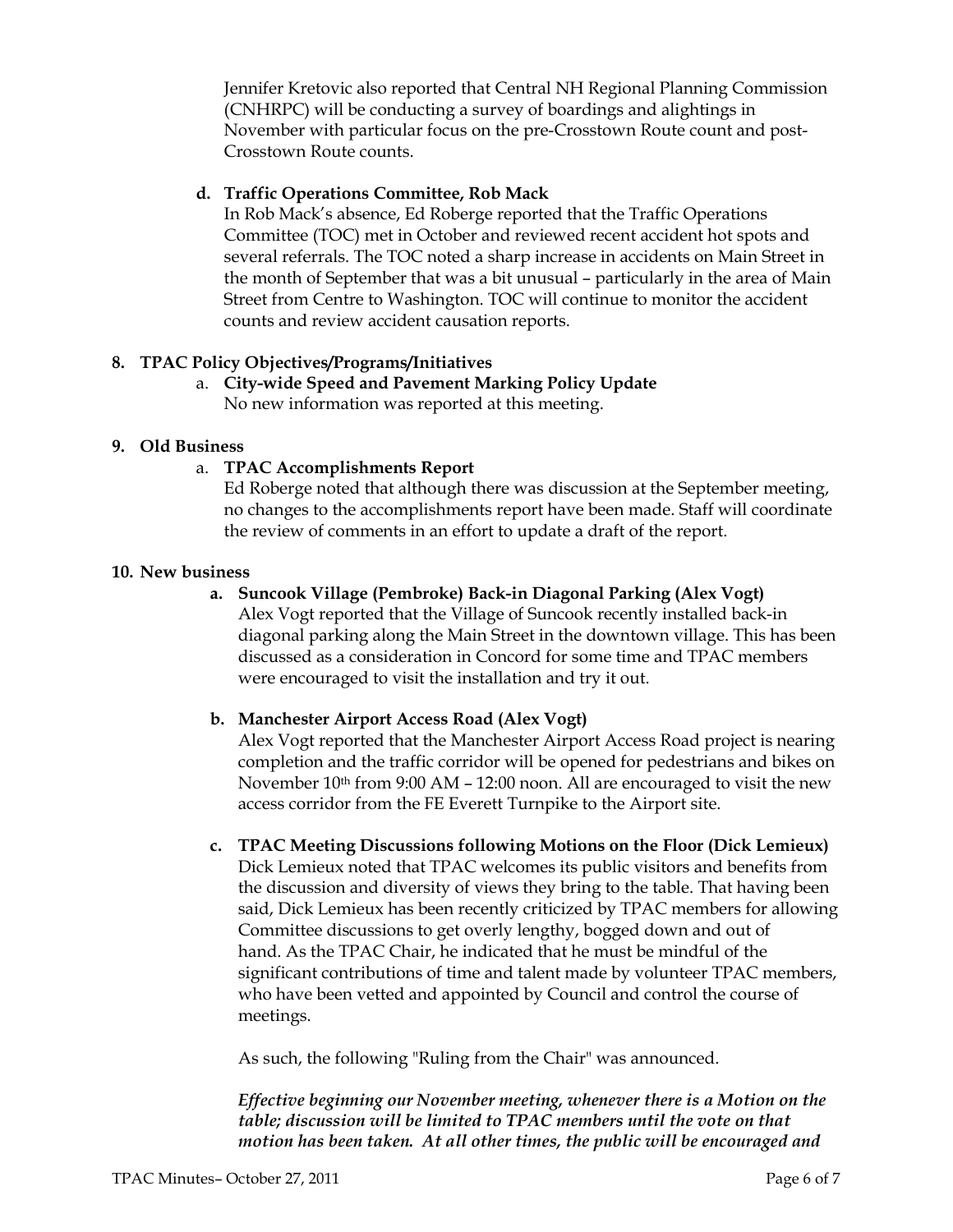Jennifer Kretovic also reported that Central NH Regional Planning Commission (CNHRPC) will be conducting a survey of boardings and alightings in November with particular focus on the pre-Crosstown Route count and post-Crosstown Route counts.

**d. Traffic Operations Committee, Rob Mack**

In Rob Mack's absence, Ed Roberge reported that the Traffic Operations Committee (TOC) met in October and reviewed recent accident hot spots and several referrals. The TOC noted a sharp increase in accidents on Main Street in the month of September that was a bit unusual – particularly in the area of Main Street from Centre to Washington. TOC will continue to monitor the accident counts and review accident causation reports.

**8. TPAC Policy Objectives/Programs/Initiatives**

a. **City-wide Speed and Pavement Marking Policy Update**

No new information was reported at this meeting.

**9. Old Business**

a. **TPAC Accomplishments Report**

Ed Roberge noted that although there was discussion at the September meeting, no changes to the accomplishments report have been made. Staff will coordinate the review of comments in an effort to update a draft of the report.

**10. New business**

**a. Suncook Village (Pembroke) Back-in Diagonal Parking (Alex Vogt)**

Alex Vogt reported that the Village of Suncook recently installed back-in diagonal parking along the Main Street in the downtown village. This has been discussed as a consideration in Concord for some time and TPAC members were encouraged to visit the installation and try it out.

**b. Manchester Airport Access Road (Alex Vogt)**

Alex Vogt reported that the Manchester Airport Access Road project is nearing completion and the traffic corridor will be opened for pedestrians and bikes on November 10th from 9:00 AM – 12:00 noon. All are encouraged to visit the new access corridor from the FE Everett Turnpike to the Airport site.

**c. TPAC Meeting Discussions following Motions on the Floor (Dick Lemieux)**

Dick Lemieux noted that TPAC welcomes its public visitors and benefits from the discussion and diversity of views they bring to the table. That having been said, Dick Lemieux has been recently criticized by TPAC members for allowing Committee discussions to get overly lengthy, bogged down and out of hand. As the TPAC Chair, he indicated that he must be mindful of the significant contributions of time and talent made by volunteer TPAC members, who have been vetted and appointed by Council and control the course of meetings.

As such, the following "Ruling from the Chair" was announced.

***Effective beginning our November meeting, whenever there is a Motion on the table; discussion will be limited to TPAC members until the vote on that motion has been taken. At all other times, the public will be encouraged and***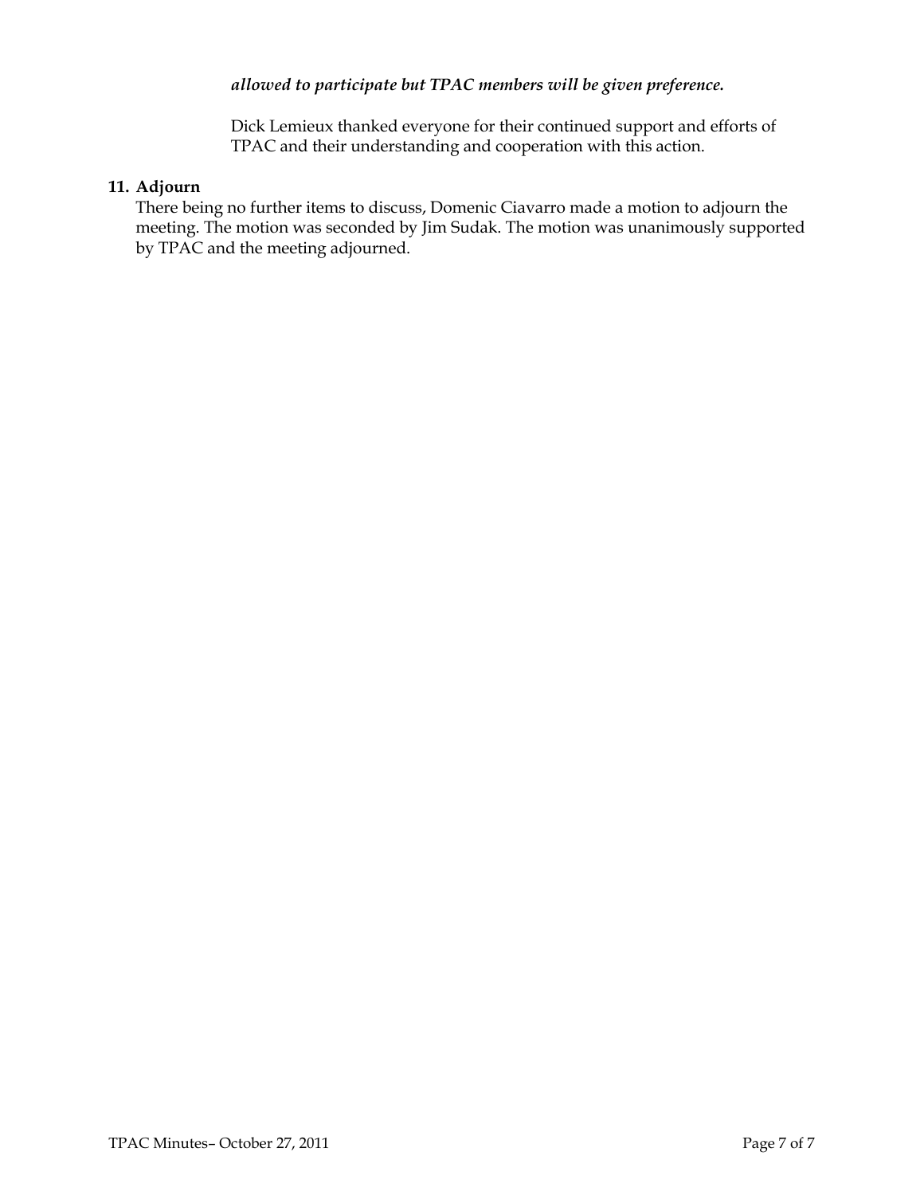***allowed to participate but TPAC members will be given preference.***

Dick Lemieux thanked everyone for their continued support and efforts of TPAC and their understanding and cooperation with this action.

**11. Adjourn**

There being no further items to discuss, Domenic Ciavarro made a motion to adjourn the meeting. The motion was seconded by Jim Sudak. The motion was unanimously supported by TPAC and the meeting adjourned.